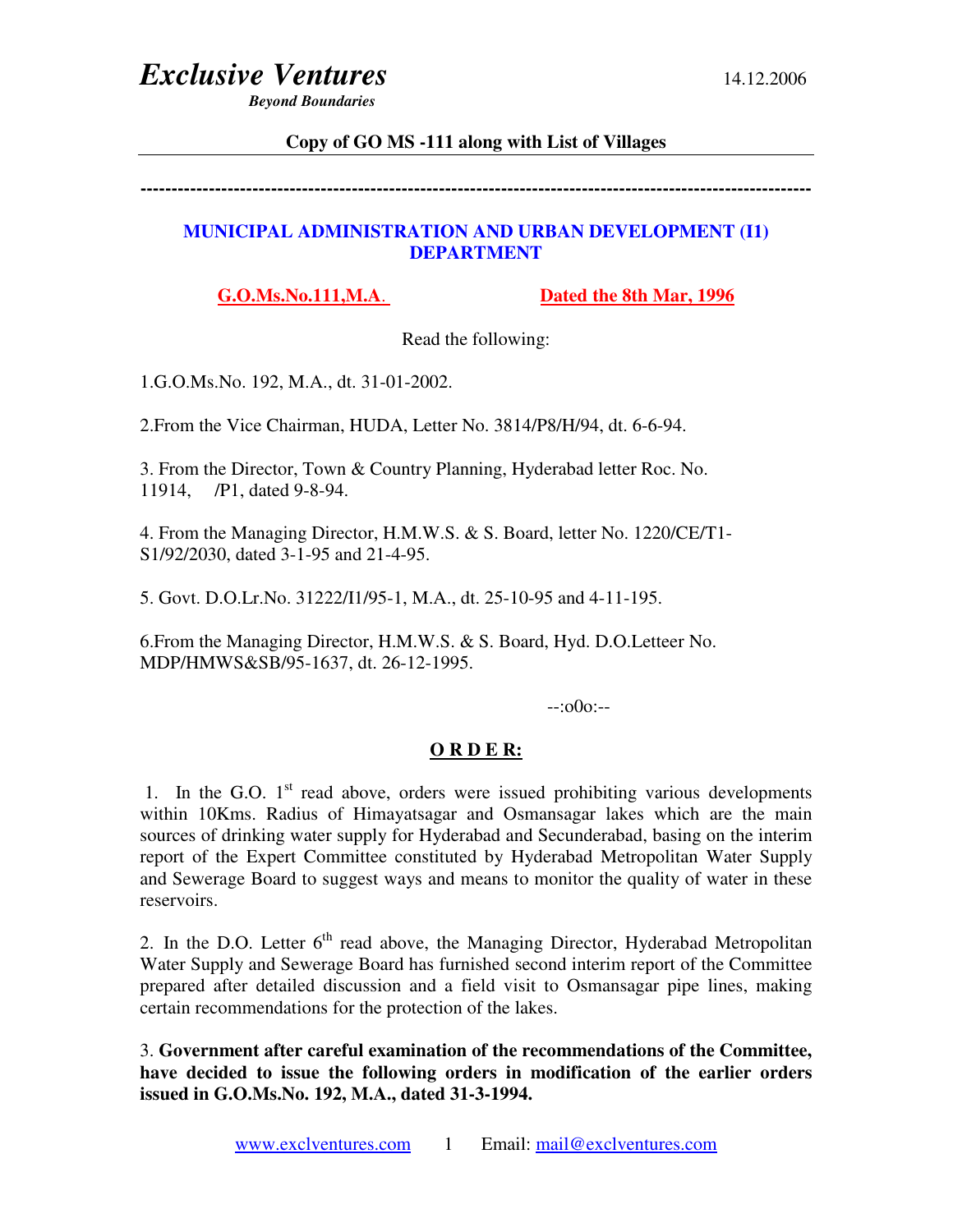# *Exclusive Ventures*

***Beyond Boundaries***

14.12.2006

**Copy of GO MS -111 along with List of Villages**

---

## MUNICIPAL ADMINISTRATION AND URBAN DEVELOPMENT (I1) DEPARTMENT

**G.O.Ms.No.111,M.A.** **Dated the 8th Mar, 1996**

Read the following:

1.G.O.Ms.No. 192, M.A., dt. 31-01-2002.

2.From the Vice Chairman, HUDA, Letter No. 3814/P8/H/94, dt. 6-6-94.

3. From the Director, Town & Country Planning, Hyderabad letter Roc. No. 11914, /P1, dated 9-8-94.

4. From the Managing Director, H.M.W.S. & S. Board, letter No. 1220/CE/T1-S1/92/2030, dated 3-1-95 and 21-4-95.

5. Govt. D.O.Lr.No. 31222/I1/95-1, M.A., dt. 25-10-95 and 4-11-195.

6.From the Managing Director, H.M.W.S. & S. Board, Hyd. D.O.Letteer No. MDP/HMWS&SB/95-1637, dt. 26-12-1995.

--:o0o:--

**O R D E R:**

1. In the G.O. 1st read above, orders were issued prohibiting various developments within 10Kms. Radius of Himayatsagar and Osmansagar lakes which are the main sources of drinking water supply for Hyderabad and Secunderabad, basing on the interim report of the Expert Committee constituted by Hyderabad Metropolitan Water Supply and Sewerage Board to suggest ways and means to monitor the quality of water in these reservoirs.

2. In the D.O. Letter 6th read above, the Managing Director, Hyderabad Metropolitan Water Supply and Sewerage Board has furnished second interim report of the Committee prepared after detailed discussion and a field visit to Osmansagar pipe lines, making certain recommendations for the protection of the lakes.

3. **Government after careful examination of the recommendations of the Committee, have decided to issue the following orders in modification of the earlier orders issued in G.O.Ms.No. 192, M.A., dated 31-3-1994.**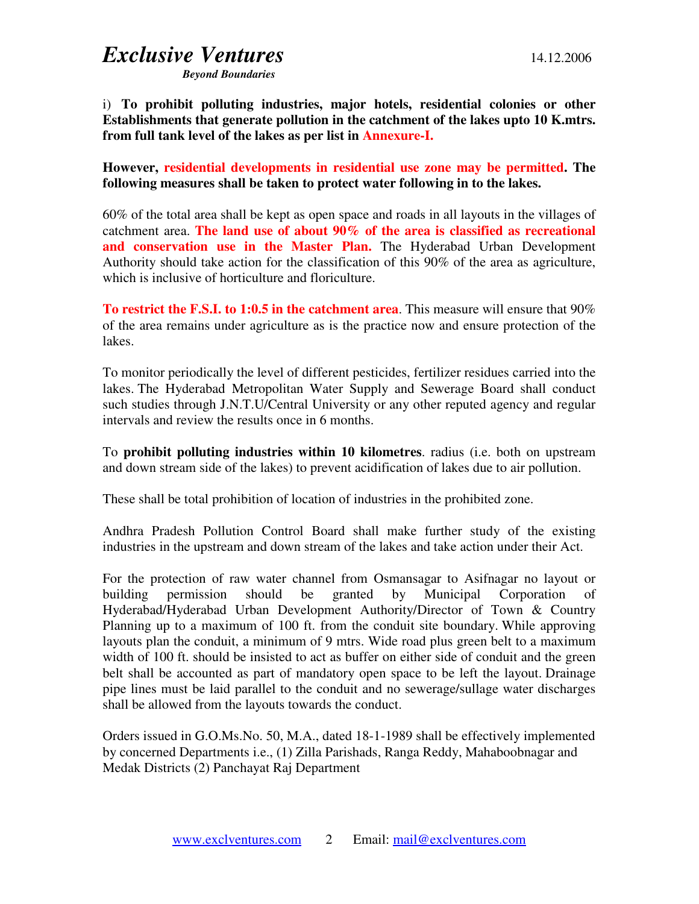i) **To prohibit polluting industries, major hotels, residential colonies or other Establishments that generate pollution in the catchment of the lakes upto 10 K.mtrs. from full tank level of the lakes as per list in Annexure-I.**

**However, residential developments in residential use zone may be permitted. The following measures shall be taken to protect water following in to the lakes.**

60% of the total area shall be kept as open space and roads in all layouts in the villages of catchment area. **The land use of about 90% of the area is classified as recreational and conservation use in the Master Plan.** The Hyderabad Urban Development Authority should take action for the classification of this 90% of the area as agriculture, which is inclusive of horticulture and floriculture.

**To restrict the F.S.I. to 1:0.5 in the catchment area**. This measure will ensure that 90% of the area remains under agriculture as is the practice now and ensure protection of the lakes.

To monitor periodically the level of different pesticides, fertilizer residues carried into the lakes. The Hyderabad Metropolitan Water Supply and Sewerage Board shall conduct such studies through J.N.T.U/Central University or any other reputed agency and regular intervals and review the results once in 6 months.

To **prohibit polluting industries within 10 kilometres**. radius (i.e. both on upstream and down stream side of the lakes) to prevent acidification of lakes due to air pollution.

These shall be total prohibition of location of industries in the prohibited zone.

Andhra Pradesh Pollution Control Board shall make further study of the existing industries in the upstream and down stream of the lakes and take action under their Act.

For the protection of raw water channel from Osmansagar to Asifnagar no layout or building permission should be granted by Municipal Corporation of Hyderabad/Hyderabad Urban Development Authority/Director of Town & Country Planning up to a maximum of 100 ft. from the conduit site boundary. While approving layouts plan the conduit, a minimum of 9 mtrs. Wide road plus green belt to a maximum width of 100 ft. should be insisted to act as buffer on either side of conduit and the green belt shall be accounted as part of mandatory open space to be left the layout. Drainage pipe lines must be laid parallel to the conduit and no sewerage/sullage water discharges shall be allowed from the layouts towards the conduct.

Orders issued in G.O.Ms.No. 50, M.A., dated 18-1-1989 shall be effectively implemented by concerned Departments i.e., (1) Zilla Parishads, Ranga Reddy, Mahaboobnagar and Medak Districts (2) Panchayat Raj Department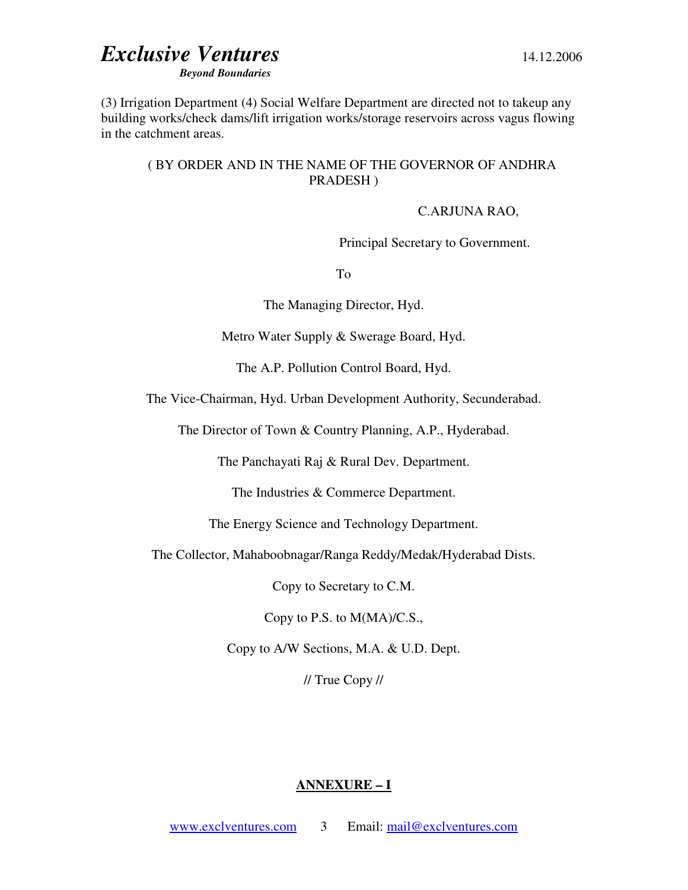(3) Irrigation Department (4) Social Welfare Department are directed not to takeup any building works/check dams/lift irrigation works/storage reservoirs across vagus flowing in the catchment areas.

( BY ORDER AND IN THE NAME OF THE GOVERNOR OF ANDHRA PRADESH )

C.ARJUNA RAO,

Principal Secretary to Government.

To

The Managing Director, Hyd.

Metro Water Supply & Swerage Board, Hyd.

The A.P. Pollution Control Board, Hyd.

The Vice-Chairman, Hyd. Urban Development Authority, Secunderabad.

The Director of Town & Country Planning, A.P., Hyderabad.

The Panchayati Raj & Rural Dev. Department.

The Industries & Commerce Department.

The Energy Science and Technology Department.

The Collector, Mahaboobnagar/Ranga Reddy/Medak/Hyderabad Dists.

Copy to Secretary to C.M.

Copy to P.S. to M(MA)/C.S.,

Copy to A/W Sections, M.A. & U.D. Dept.

// True Copy //

## ANNEXURE – I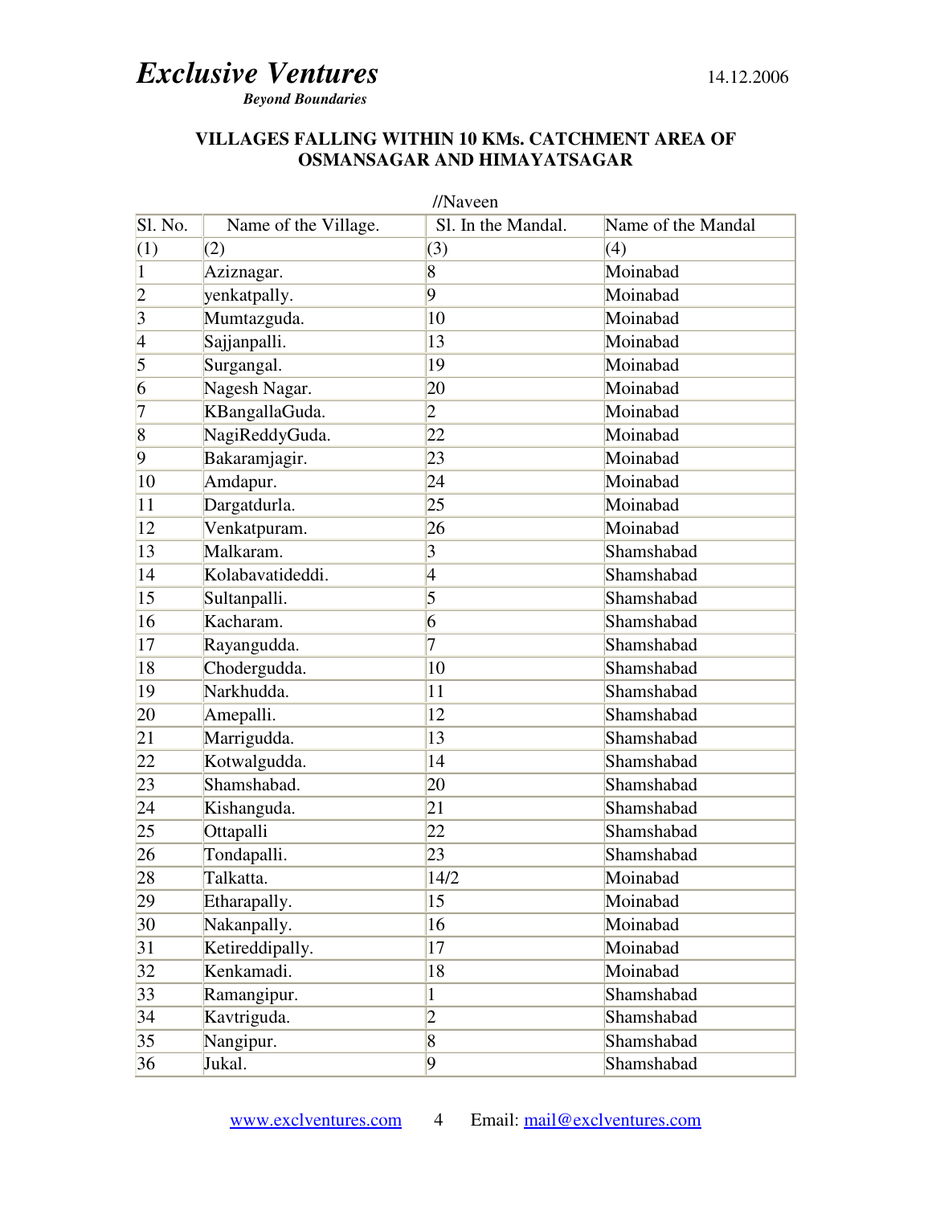## VILLAGES FALLING WITHIN 10 KMs. CATCHMENT AREA OF OSMANSAGAR AND HIMAYATSAGAR

//Naveen

| Sl. No. | Name of the Village. | Sl. In the Mandal. | Name of the Mandal |
|---|---|---|---|
| (1) | (2) | (3) | (4) |
| 1 | Aziznagar. | 8 | Moinabad |
| 2 | yenkatpally. | 9 | Moinabad |
| 3 | Mumtazguda. | 10 | Moinabad |
| 4 | Sajjanpalli. | 13 | Moinabad |
| 5 | Surgangal. | 19 | Moinabad |
| 6 | Nagesh Nagar. | 20 | Moinabad |
| 7 | KBangallaGuda. | 2 | Moinabad |
| 8 | NagiReddyGuda. | 22 | Moinabad |
| 9 | Bakaramjagir. | 23 | Moinabad |
| 10 | Amdapur. | 24 | Moinabad |
| 11 | Dargatdurla. | 25 | Moinabad |
| 12 | Venkatpuram. | 26 | Moinabad |
| 13 | Malkaram. | 3 | Shamshabad |
| 14 | Kolabavatideddi. | 4 | Shamshabad |
| 15 | Sultanpalli. | 5 | Shamshabad |
| 16 | Kacharam. | 6 | Shamshabad |
| 17 | Rayangudda. | 7 | Shamshabad |
| 18 | Chodergudda. | 10 | Shamshabad |
| 19 | Narkhudda. | 11 | Shamshabad |
| 20 | Amepalli. | 12 | Shamshabad |
| 21 | Marrigudda. | 13 | Shamshabad |
| 22 | Kotwalgudda. | 14 | Shamshabad |
| 23 | Shamshabad. | 20 | Shamshabad |
| 24 | Kishanguda. | 21 | Shamshabad |
| 25 | Ottapalli | 22 | Shamshabad |
| 26 | Tondapalli. | 23 | Shamshabad |
| 28 | Talkatta. | 14/2 | Moinabad |
| 29 | Etharapally. | 15 | Moinabad |
| 30 | Nakanpally. | 16 | Moinabad |
| 31 | Ketireddipally. | 17 | Moinabad |
| 32 | Kenkamadi. | 18 | Moinabad |
| 33 | Ramangipur. | 1 | Shamshabad |
| 34 | Kavtriguda. | 2 | Shamshabad |
| 35 | Nangipur. | 8 | Shamshabad |
| 36 | Jukal. | 9 | Shamshabad |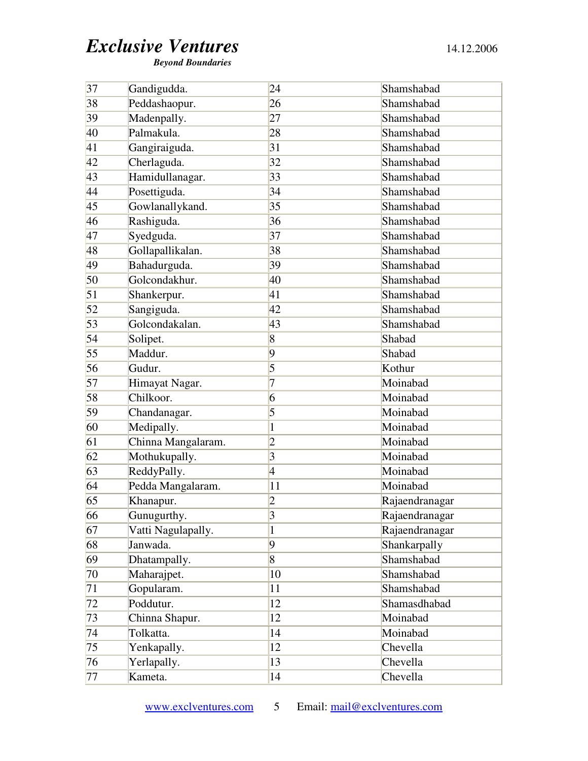| 37 | Gandigudda. | 24 | Shamshabad |
|---|---|---|---|
| 38 | Peddashaopur. | 26 | Shamshabad |
| 39 | Madenpally. | 27 | Shamshabad |
| 40 | Palmakula. | 28 | Shamshabad |
| 41 | Gangiraiguda. | 31 | Shamshabad |
| 42 | Cherlaguda. | 32 | Shamshabad |
| 43 | Hamidullanagar. | 33 | Shamshabad |
| 44 | Posettiguda. | 34 | Shamshabad |
| 45 | Gowlanallykand. | 35 | Shamshabad |
| 46 | Rashiguda. | 36 | Shamshabad |
| 47 | Syedguda. | 37 | Shamshabad |
| 48 | Gollapallikalan. | 38 | Shamshabad |
| 49 | Bahadurguda. | 39 | Shamshabad |
| 50 | Golcondakhur. | 40 | Shamshabad |
| 51 | Shankerpur. | 41 | Shamshabad |
| 52 | Sangiguda. | 42 | Shamshabad |
| 53 | Golcondakalan. | 43 | Shamshabad |
| 54 | Solipet. | 8 | Shabad |
| 55 | Maddur. | 9 | Shabad |
| 56 | Gudur. | 5 | Kothur |
| 57 | Himayat Nagar. | 7 | Moinabad |
| 58 | Chilkoor. | 6 | Moinabad |
| 59 | Chandanagar. | 5 | Moinabad |
| 60 | Medipally. | 1 | Moinabad |
| 61 | Chinna Mangalaram. | 2 | Moinabad |
| 62 | Mothukupally. | 3 | Moinabad |
| 63 | ReddyPally. | 4 | Moinabad |
| 64 | Pedda Mangalaram. | 11 | Moinabad |
| 65 | Khanapur. | 2 | Rajaendranagar |
| 66 | Gunugurthy. | 3 | Rajaendranagar |
| 67 | Vatti Nagulapally. | 1 | Rajaendranagar |
| 68 | Janwada. | 9 | Shankarpally |
| 69 | Dhatampally. | 8 | Shamshabad |
| 70 | Maharajpet. | 10 | Shamshabad |
| 71 | Gopularam. | 11 | Shamshabad |
| 72 | Poddutur. | 12 | Shamasdhabad |
| 73 | Chinna Shapur. | 12 | Moinabad |
| 74 | Tolkatta. | 14 | Moinabad |
| 75 | Yenkapally. | 12 | Chevella |
| 76 | Yerlapally. | 13 | Chevella |
| 77 | Kameta. | 14 | Chevella |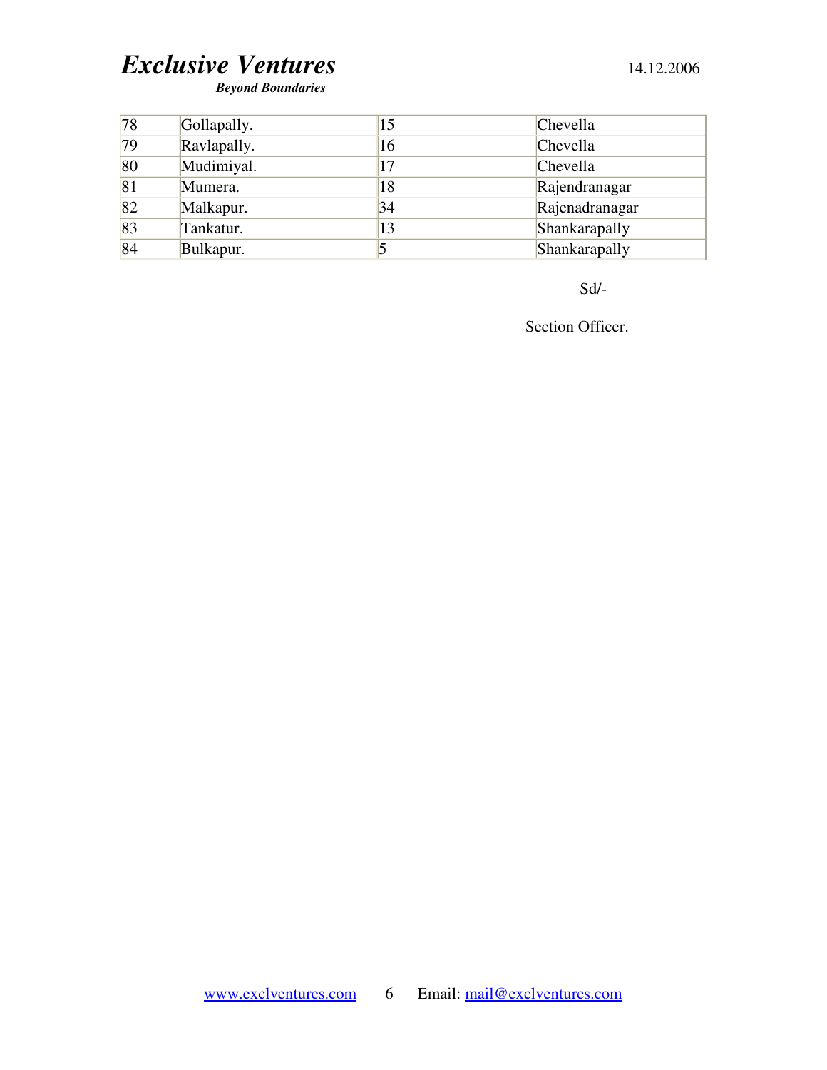| | | | |
|---|---|---|---|
| 78 | Gollapally. | 15 | Chevella |
| 79 | Ravlapally. | 16 | Chevella |
| 80 | Mudimiyal. | 17 | Chevella |
| 81 | Mumera. | 18 | Rajendranagar |
| 82 | Malkapur. | 34 | Rajenadranagar |
| 83 | Tankatur. | 13 | Shankarapally |
| 84 | Bulkapur. | 5 | Shankarapally |

Sd/-

Section Officer.